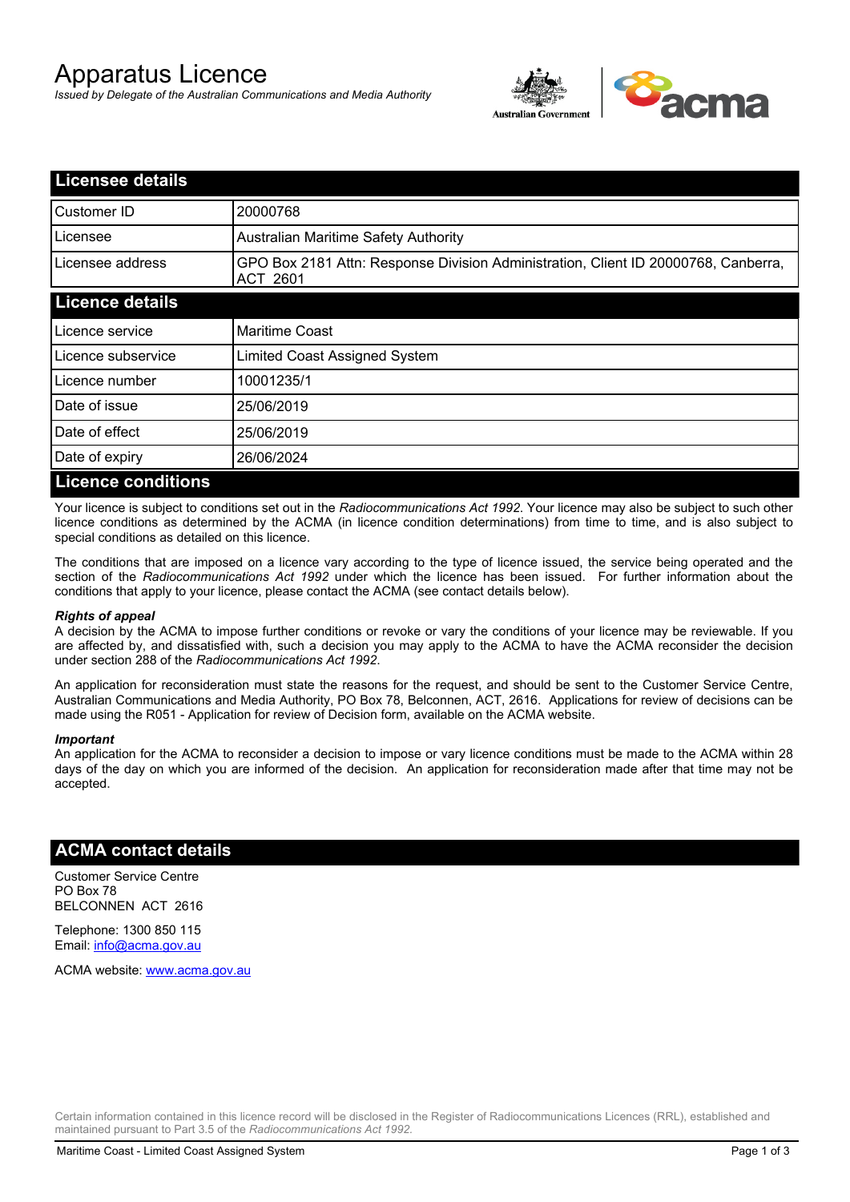# Apparatus Licence

*Issued by Delegate of the Australian Communications and Media Authority*

## Licensee details

| | |
|---|---|
| Customer ID | 20000768 |
| Licensee | Australian Maritime Safety Authority |
| Licensee address | GPO Box 2181 Attn: Response Division Administration, Client ID 20000768, Canberra, ACT 2601 |

## Licence details

| | |
|---|---|
| Licence service | Maritime Coast |
| Licence subservice | Limited Coast Assigned System |
| Licence number | 10001235/1 |
| Date of issue | 25/06/2019 |
| Date of effect | 25/06/2019 |
| Date of expiry | 26/06/2024 |

## Licence conditions

Your licence is subject to conditions set out in the *Radiocommunications Act 1992*. Your licence may also be subject to such other licence conditions as determined by the ACMA (in licence condition determinations) from time to time, and is also subject to special conditions as detailed on this licence.

The conditions that are imposed on a licence vary according to the type of licence issued, the service being operated and the section of the *Radiocommunications Act 1992* under which the licence has been issued. For further information about the conditions that apply to your licence, please contact the ACMA (see contact details below).

***Rights of appeal***

A decision by the ACMA to impose further conditions or revoke or vary the conditions of your licence may be reviewable. If you are affected by, and dissatisfied with, such a decision you may apply to the ACMA to have the ACMA reconsider the decision under section 288 of the *Radiocommunications Act 1992*.

An application for reconsideration must state the reasons for the request, and should be sent to the Customer Service Centre, Australian Communications and Media Authority, PO Box 78, Belconnen, ACT, 2616. Applications for review of decisions can be made using the R051 - Application for review of Decision form, available on the ACMA website.

***Important***

An application for the ACMA to reconsider a decision to impose or vary licence conditions must be made to the ACMA within 28 days of the day on which you are informed of the decision. An application for reconsideration made after that time may not be accepted.

## ACMA contact details

Customer Service Centre
PO Box 78
BELCONNEN ACT 2616

Telephone: 1300 850 115
Email: info@acma.gov.au

ACMA website: www.acma.gov.au

Certain information contained in this licence record will be disclosed in the Register of Radiocommunications Licences (RRL), established and maintained pursuant to Part 3.5 of the *Radiocommunications Act 1992.*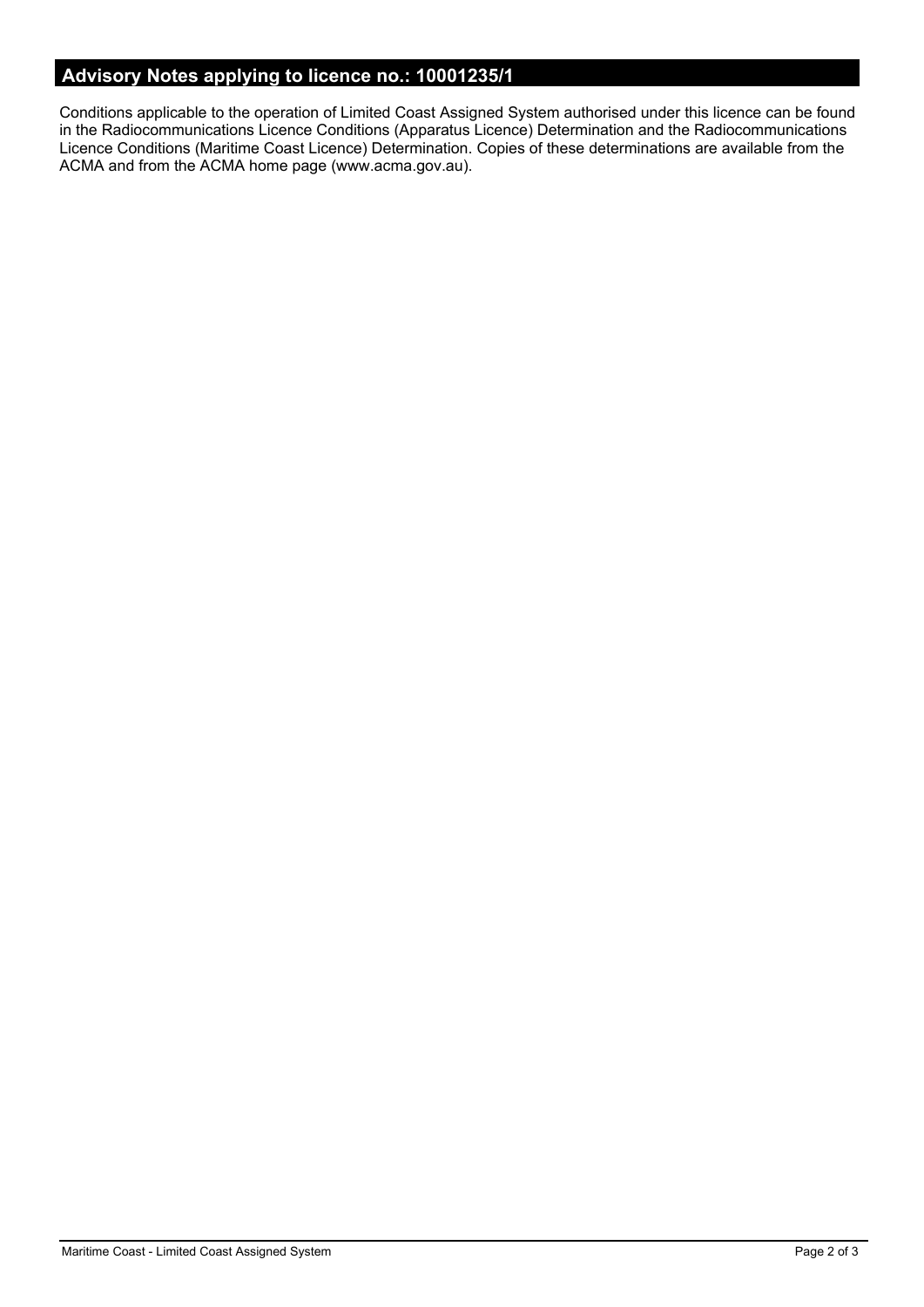## Advisory Notes applying to licence no.: 10001235/1

Conditions applicable to the operation of Limited Coast Assigned System authorised under this licence can be found in the Radiocommunications Licence Conditions (Apparatus Licence) Determination and the Radiocommunications Licence Conditions (Maritime Coast Licence) Determination. Copies of these determinations are available from the ACMA and from the ACMA home page (www.acma.gov.au).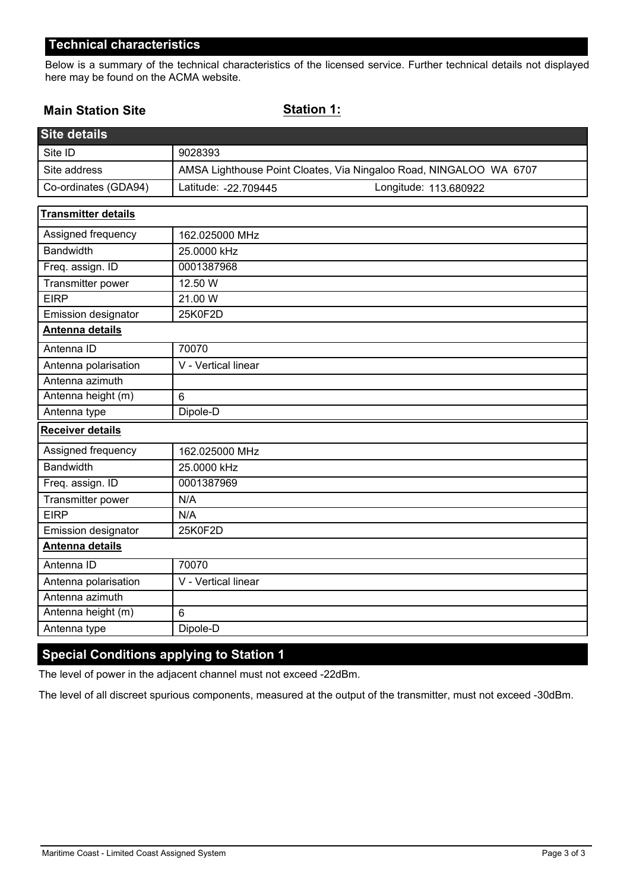## Technical characteristics

Below is a summary of the technical characteristics of the licensed service. Further technical details not displayed here may be found on the ACMA website.

**Main Station Site** **Station 1:**

| Site details | |
|---|---|
| Site ID | 9028393 |
| Site address | AMSA Lighthouse Point Cloates, Via Ningaloo Road, NINGALOO WA 6707 |
| Co-ordinates (GDA94) | Latitude: -22.709445 Longitude: 113.680922 |

| **Transmitter details** | |
|---|---|
| Assigned frequency | 162.025000 MHz |
| Bandwidth | 25.0000 kHz |
| Freq. assign. ID | 0001387968 |
| Transmitter power | 12.50 W |
| EIRP | 21.00 W |
| Emission designator | 25K0F2D |
| **Antenna details** | |
| Antenna ID | 70070 |
| Antenna polarisation | V - Vertical linear |
| Antenna azimuth | |
| Antenna height (m) | 6 |
| Antenna type | Dipole-D |
| **Receiver details** | |
| Assigned frequency | 162.025000 MHz |
| Bandwidth | 25.0000 kHz |
| Freq. assign. ID | 0001387969 |
| Transmitter power | N/A |
| EIRP | N/A |
| Emission designator | 25K0F2D |
| **Antenna details** | |
| Antenna ID | 70070 |
| Antenna polarisation | V - Vertical linear |
| Antenna azimuth | |
| Antenna height (m) | 6 |
| Antenna type | Dipole-D |

## Special Conditions applying to Station 1

The level of power in the adjacent channel must not exceed -22dBm.

The level of all discreet spurious components, measured at the output of the transmitter, must not exceed -30dBm.